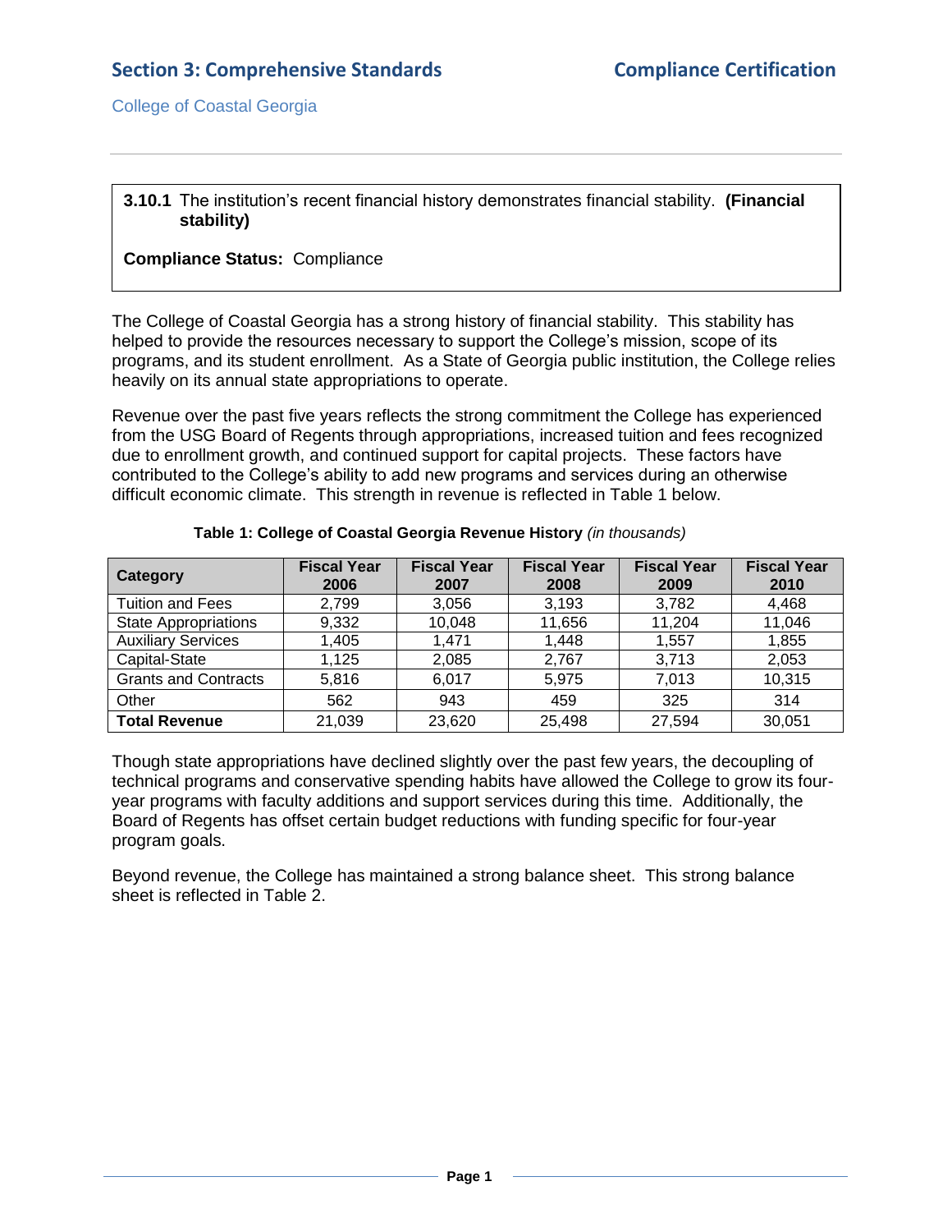## Section 3: Comprehensive Standards — Compliance Certification

College of Coastal Georgia

---

**3.10.1** The institution's recent financial history demonstrates financial stability. **(Financial stability)**

**Compliance Status:** Compliance

The College of Coastal Georgia has a strong history of financial stability. This stability has helped to provide the resources necessary to support the College's mission, scope of its programs, and its student enrollment. As a State of Georgia public institution, the College relies heavily on its annual state appropriations to operate.

Revenue over the past five years reflects the strong commitment the College has experienced from the USG Board of Regents through appropriations, increased tuition and fees recognized due to enrollment growth, and continued support for capital projects. These factors have contributed to the College's ability to add new programs and services during an otherwise difficult economic climate. This strength in revenue is reflected in Table 1 below.

**Table 1: College of Coastal Georgia Revenue History** *(in thousands)*

| Category | Fiscal Year 2006 | Fiscal Year 2007 | Fiscal Year 2008 | Fiscal Year 2009 | Fiscal Year 2010 |
|---|---|---|---|---|---|
| Tuition and Fees | 2,799 | 3,056 | 3,193 | 3,782 | 4,468 |
| State Appropriations | 9,332 | 10,048 | 11,656 | 11,204 | 11,046 |
| Auxiliary Services | 1,405 | 1,471 | 1,448 | 1,557 | 1,855 |
| Capital-State | 1,125 | 2,085 | 2,767 | 3,713 | 2,053 |
| Grants and Contracts | 5,816 | 6,017 | 5,975 | 7,013 | 10,315 |
| Other | 562 | 943 | 459 | 325 | 314 |
| **Total Revenue** | 21,039 | 23,620 | 25,498 | 27,594 | 30,051 |

Though state appropriations have declined slightly over the past few years, the decoupling of technical programs and conservative spending habits have allowed the College to grow its four-year programs with faculty additions and support services during this time. Additionally, the Board of Regents has offset certain budget reductions with funding specific for four-year program goals.

Beyond revenue, the College has maintained a strong balance sheet. This strong balance sheet is reflected in Table 2.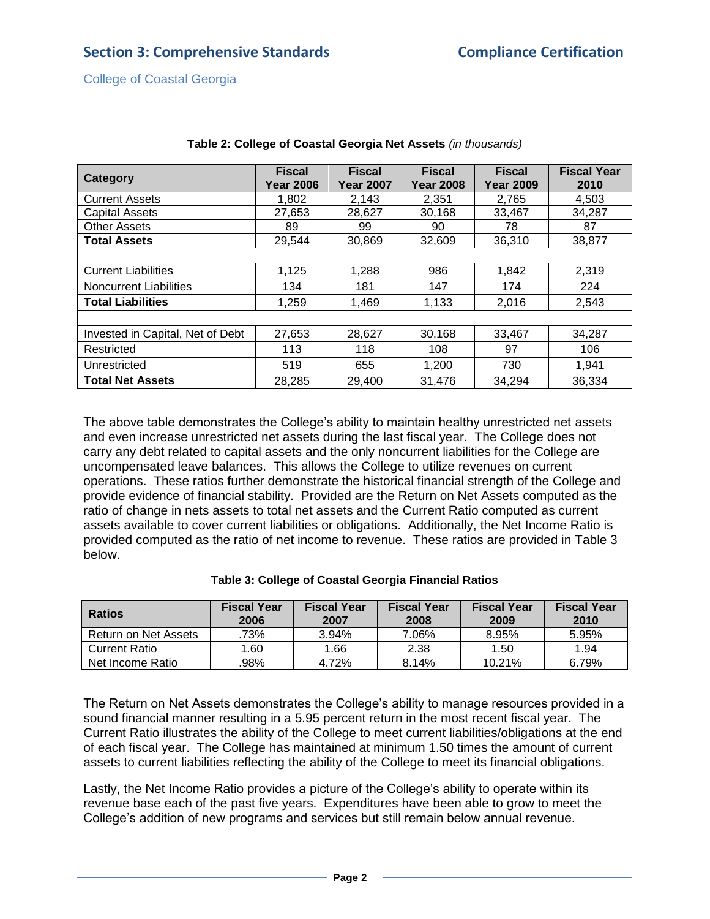**Table 2: College of Coastal Georgia Net Assets** *(in thousands)*

| Category | Fiscal Year 2006 | Fiscal Year 2007 | Fiscal Year 2008 | Fiscal Year 2009 | Fiscal Year 2010 |
|---|---|---|---|---|---|
| Current Assets | 1,802 | 2,143 | 2,351 | 2,765 | 4,503 |
| Capital Assets | 27,653 | 28,627 | 30,168 | 33,467 | 34,287 |
| Other Assets | 89 | 99 | 90 | 78 | 87 |
| **Total Assets** | 29,544 | 30,869 | 32,609 | 36,310 | 38,877 |
| | | | | | |
| Current Liabilities | 1,125 | 1,288 | 986 | 1,842 | 2,319 |
| Noncurrent Liabilities | 134 | 181 | 147 | 174 | 224 |
| **Total Liabilities** | 1,259 | 1,469 | 1,133 | 2,016 | 2,543 |
| | | | | | |
| Invested in Capital, Net of Debt | 27,653 | 28,627 | 30,168 | 33,467 | 34,287 |
| Restricted | 113 | 118 | 108 | 97 | 106 |
| Unrestricted | 519 | 655 | 1,200 | 730 | 1,941 |
| **Total Net Assets** | 28,285 | 29,400 | 31,476 | 34,294 | 36,334 |

The above table demonstrates the College's ability to maintain healthy unrestricted net assets and even increase unrestricted net assets during the last fiscal year. The College does not carry any debt related to capital assets and the only noncurrent liabilities for the College are uncompensated leave balances. This allows the College to utilize revenues on current operations. These ratios further demonstrate the historical financial strength of the College and provide evidence of financial stability. Provided are the Return on Net Assets computed as the ratio of change in nets assets to total net assets and the Current Ratio computed as current assets available to cover current liabilities or obligations. Additionally, the Net Income Ratio is provided computed as the ratio of net income to revenue. These ratios are provided in Table 3 below.

**Table 3: College of Coastal Georgia Financial Ratios**

| Ratios | Fiscal Year 2006 | Fiscal Year 2007 | Fiscal Year 2008 | Fiscal Year 2009 | Fiscal Year 2010 |
|---|---|---|---|---|---|
| Return on Net Assets | .73% | 3.94% | 7.06% | 8.95% | 5.95% |
| Current Ratio | 1.60 | 1.66 | 2.38 | 1.50 | 1.94 |
| Net Income Ratio | .98% | 4.72% | 8.14% | 10.21% | 6.79% |

The Return on Net Assets demonstrates the College's ability to manage resources provided in a sound financial manner resulting in a 5.95 percent return in the most recent fiscal year. The Current Ratio illustrates the ability of the College to meet current liabilities/obligations at the end of each fiscal year. The College has maintained at minimum 1.50 times the amount of current assets to current liabilities reflecting the ability of the College to meet its financial obligations.

Lastly, the Net Income Ratio provides a picture of the College's ability to operate within its revenue base each of the past five years. Expenditures have been able to grow to meet the College's addition of new programs and services but still remain below annual revenue.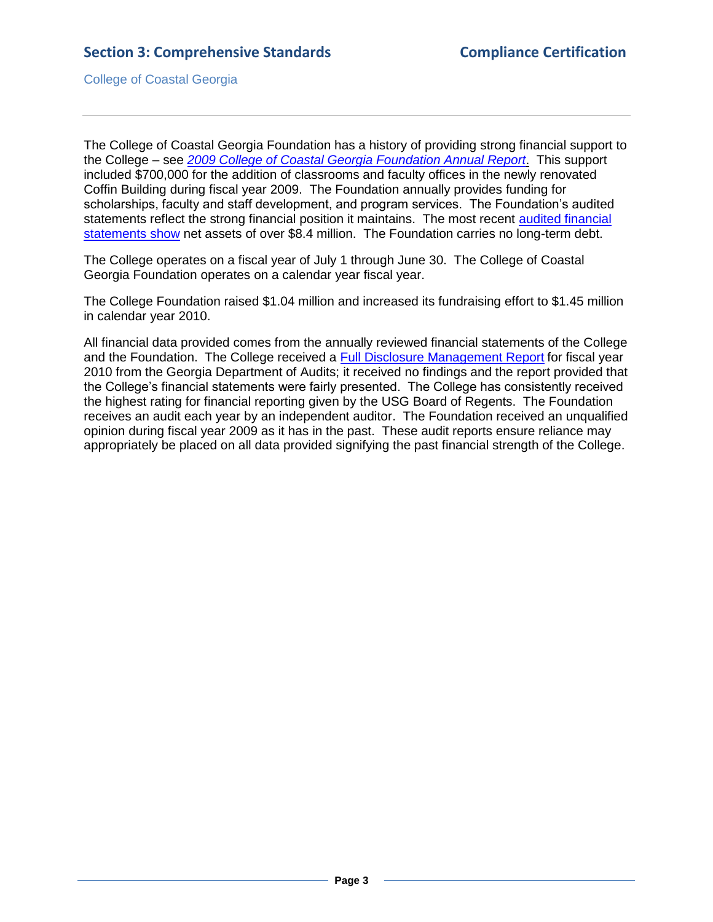The College of Coastal Georgia Foundation has a history of providing strong financial support to the College – see *2009 College of Coastal Georgia Foundation Annual Report*. This support included $700,000 for the addition of classrooms and faculty offices in the newly renovated Coffin Building during fiscal year 2009. The Foundation annually provides funding for scholarships, faculty and staff development, and program services. The Foundation's audited statements reflect the strong financial position it maintains. The most recent audited financial statements show net assets of over $8.4 million. The Foundation carries no long-term debt.

The College operates on a fiscal year of July 1 through June 30. The College of Coastal Georgia Foundation operates on a calendar year fiscal year.

The College Foundation raised $1.04 million and increased its fundraising effort to $1.45 million in calendar year 2010.

All financial data provided comes from the annually reviewed financial statements of the College and the Foundation. The College received a Full Disclosure Management Report for fiscal year 2010 from the Georgia Department of Audits; it received no findings and the report provided that the College's financial statements were fairly presented. The College has consistently received the highest rating for financial reporting given by the USG Board of Regents. The Foundation receives an audit each year by an independent auditor. The Foundation received an unqualified opinion during fiscal year 2009 as it has in the past. These audit reports ensure reliance may appropriately be placed on all data provided signifying the past financial strength of the College.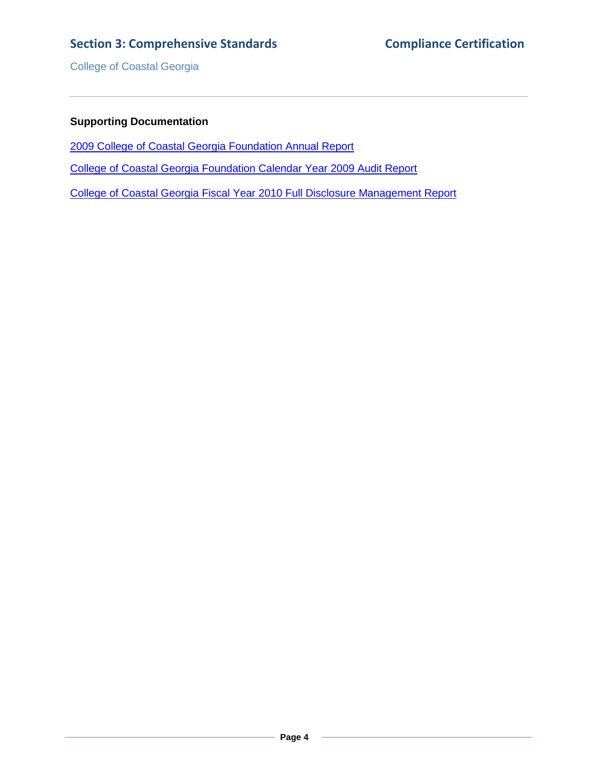**Supporting Documentation**

2009 College of Coastal Georgia Foundation Annual Report

College of Coastal Georgia Foundation Calendar Year 2009 Audit Report

College of Coastal Georgia Fiscal Year 2010 Full Disclosure Management Report